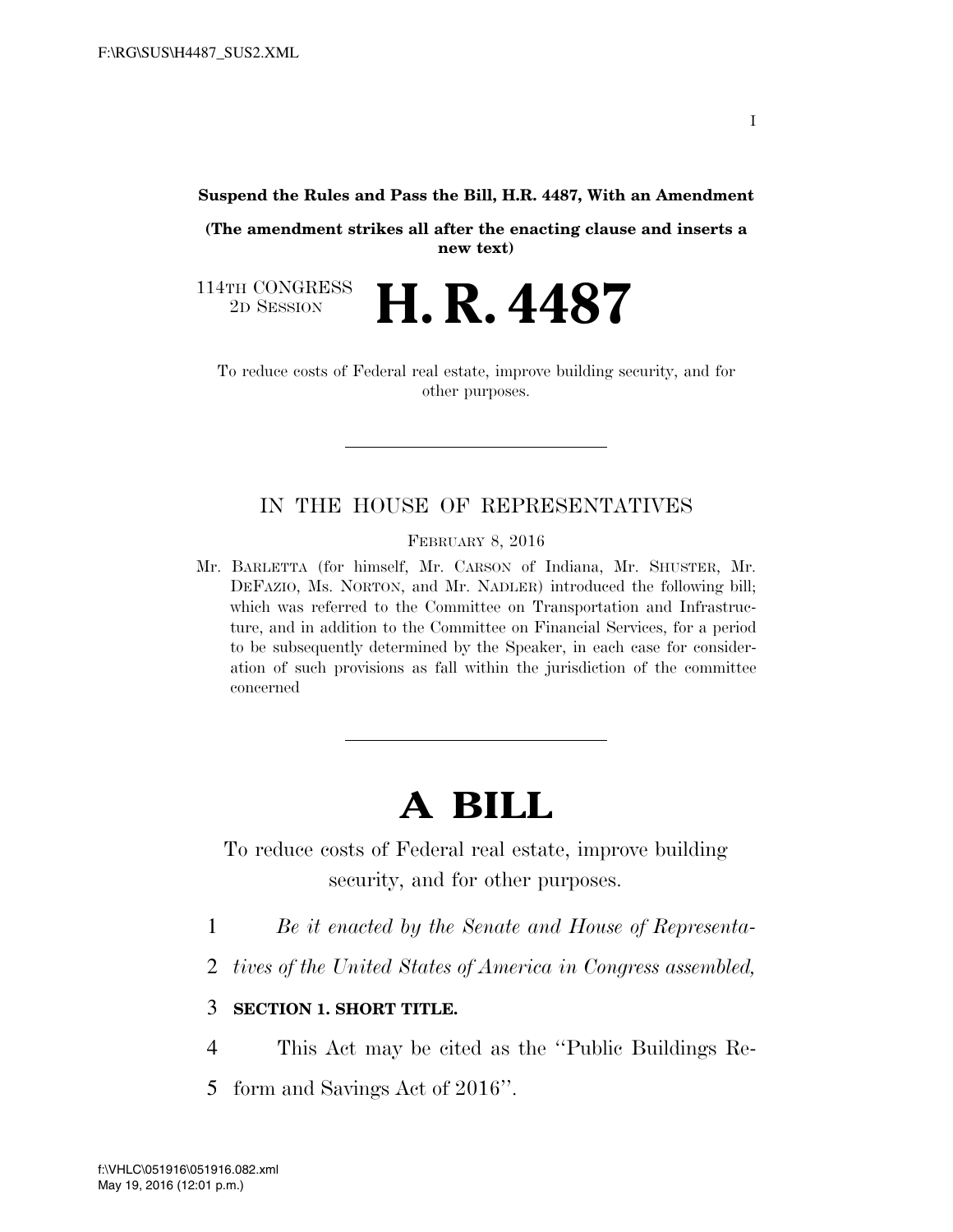**Suspend the Rules and Pass the Bill, H.R. 4487, With an Amendment**

**(The amendment strikes all after the enacting clause and inserts a new text)**

114TH CONGRESS
2D SESSION

# H. R. 4487

To reduce costs of Federal real estate, improve building security, and for other purposes.

---

IN THE HOUSE OF REPRESENTATIVES

FEBRUARY 8, 2016

Mr. BARLETTA (for himself, Mr. CARSON of Indiana, Mr. SHUSTER, Mr. DEFAZIO, Ms. NORTON, and Mr. NADLER) introduced the following bill; which was referred to the Committee on Transportation and Infrastructure, and in addition to the Committee on Financial Services, for a period to be subsequently determined by the Speaker, in each case for consideration of such provisions as fall within the jurisdiction of the committee concerned

---

# A BILL

To reduce costs of Federal real estate, improve building security, and for other purposes.

*Be it enacted by the Senate and House of Representatives of the United States of America in Congress assembled,*

**SECTION 1. SHORT TITLE.**

This Act may be cited as the ''Public Buildings Reform and Savings Act of 2016''.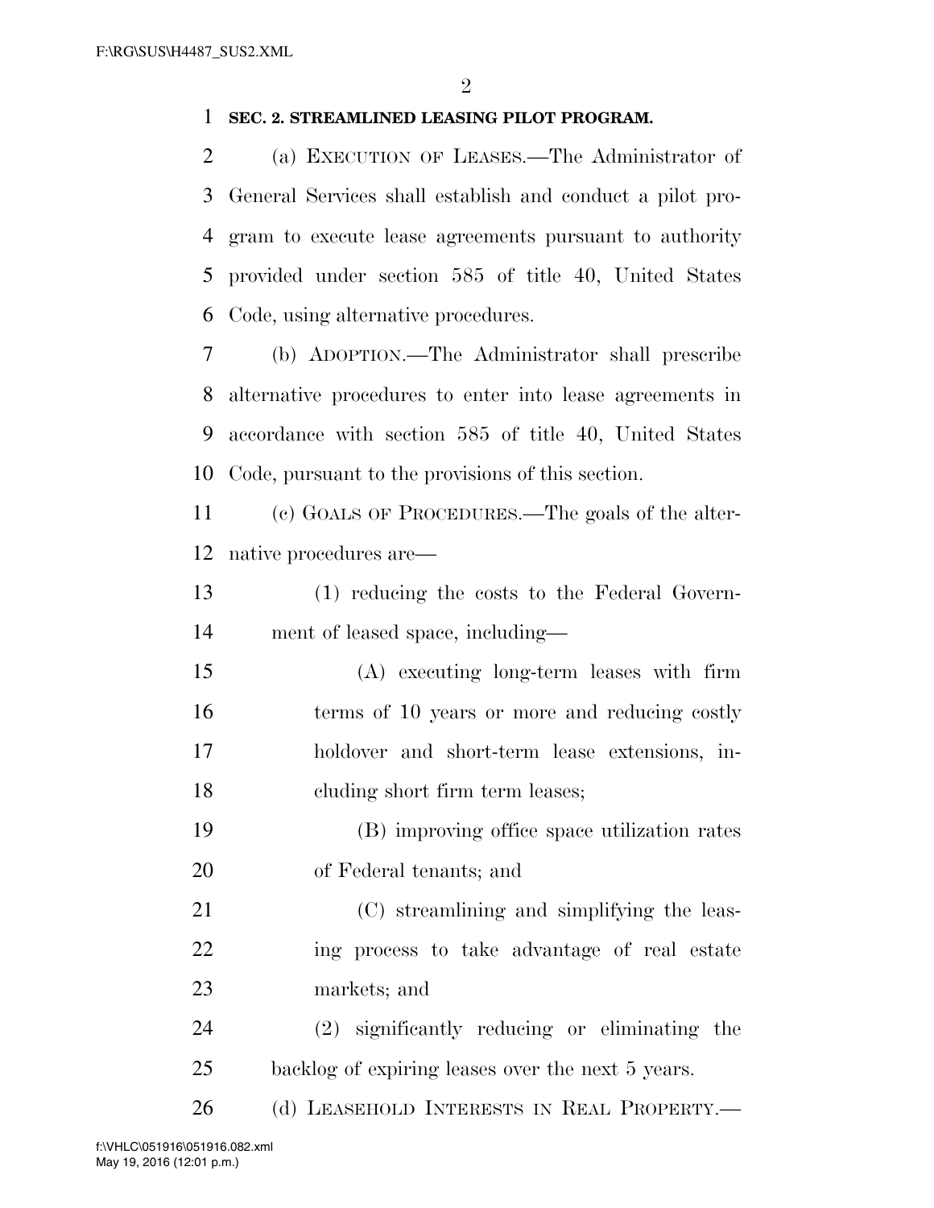**SEC. 2. STREAMLINED LEASING PILOT PROGRAM.**

(a) EXECUTION OF LEASES.—The Administrator of General Services shall establish and conduct a pilot program to execute lease agreements pursuant to authority provided under section 585 of title 40, United States Code, using alternative procedures.

(b) ADOPTION.—The Administrator shall prescribe alternative procedures to enter into lease agreements in accordance with section 585 of title 40, United States Code, pursuant to the provisions of this section.

(c) GOALS OF PROCEDURES.—The goals of the alternative procedures are—

(1) reducing the costs to the Federal Government of leased space, including—

(A) executing long-term leases with firm terms of 10 years or more and reducing costly holdover and short-term lease extensions, including short firm term leases;

(B) improving office space utilization rates of Federal tenants; and

(C) streamlining and simplifying the leasing process to take advantage of real estate markets; and

(2) significantly reducing or eliminating the backlog of expiring leases over the next 5 years.

(d) LEASEHOLD INTERESTS IN REAL PROPERTY.—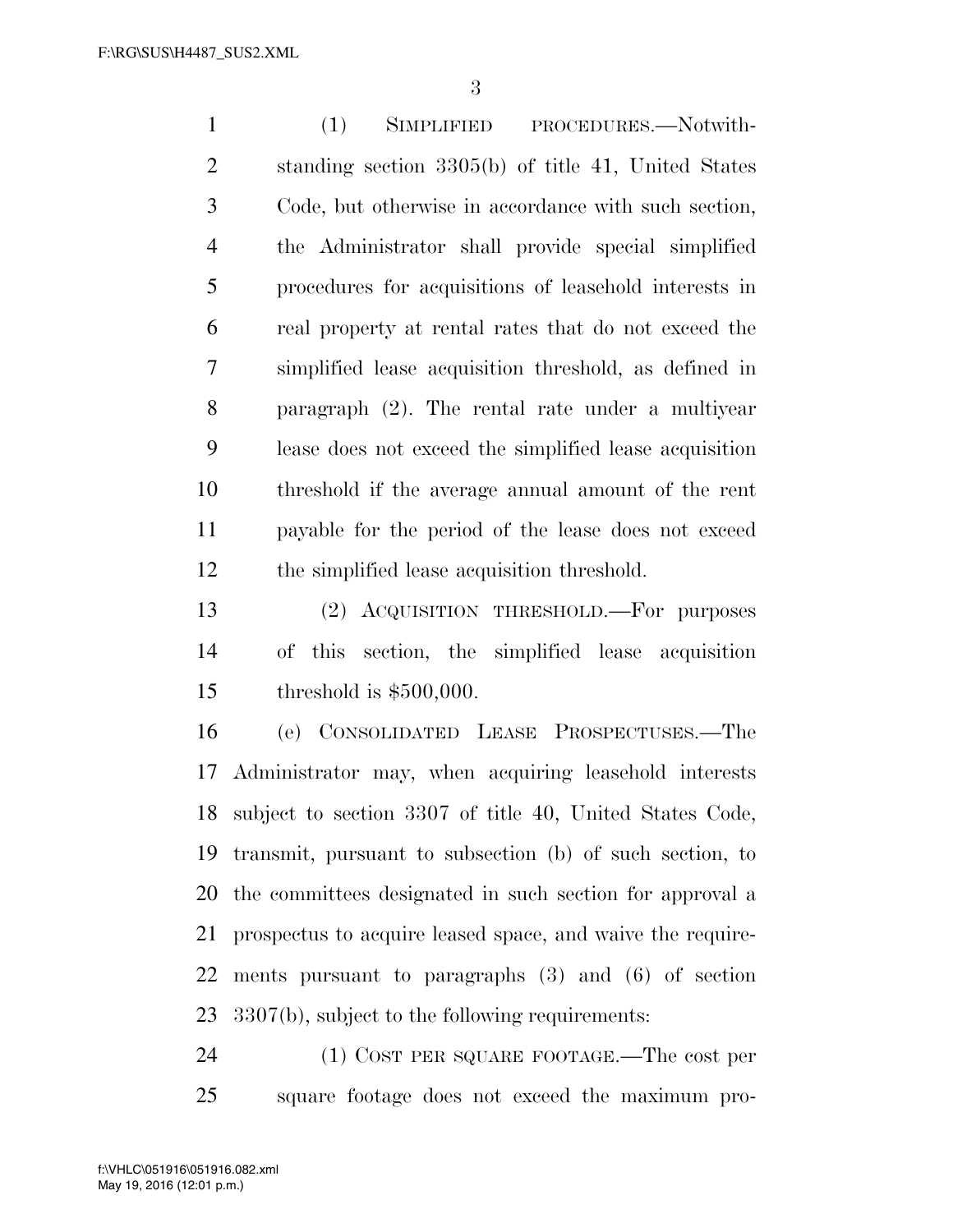(1) SIMPLIFIED PROCEDURES.—Notwithstanding section 3305(b) of title 41, United States Code, but otherwise in accordance with such section, the Administrator shall provide special simplified procedures for acquisitions of leasehold interests in real property at rental rates that do not exceed the simplified lease acquisition threshold, as defined in paragraph (2). The rental rate under a multiyear lease does not exceed the simplified lease acquisition threshold if the average annual amount of the rent payable for the period of the lease does not exceed the simplified lease acquisition threshold.

(2) ACQUISITION THRESHOLD.—For purposes of this section, the simplified lease acquisition threshold is $500,000.

(e) CONSOLIDATED LEASE PROSPECTUSES.—The Administrator may, when acquiring leasehold interests subject to section 3307 of title 40, United States Code, transmit, pursuant to subsection (b) of such section, to the committees designated in such section for approval a prospectus to acquire leased space, and waive the requirements pursuant to paragraphs (3) and (6) of section 3307(b), subject to the following requirements:

(1) COST PER SQUARE FOOTAGE.—The cost per square footage does not exceed the maximum pro-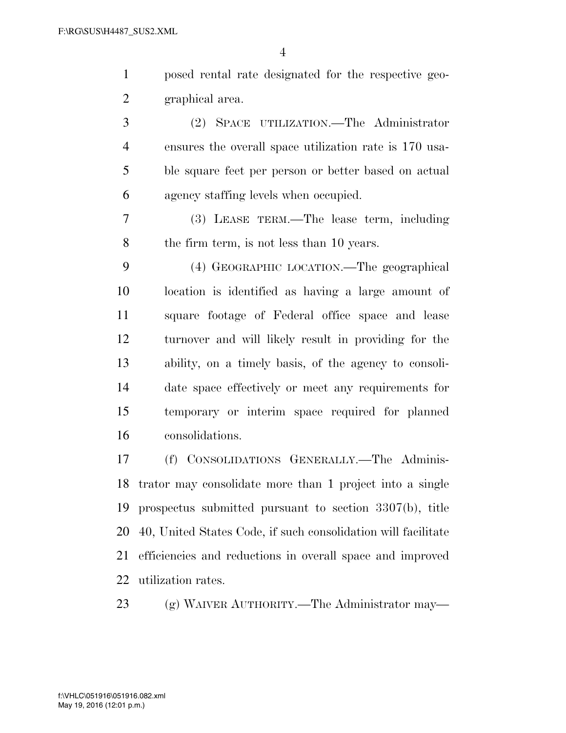posed rental rate designated for the respective geographical area.

(2) SPACE UTILIZATION.—The Administrator ensures the overall space utilization rate is 170 usable square feet per person or better based on actual agency staffing levels when occupied.

(3) LEASE TERM.—The lease term, including the firm term, is not less than 10 years.

(4) GEOGRAPHIC LOCATION.—The geographical location is identified as having a large amount of square footage of Federal office space and lease turnover and will likely result in providing for the ability, on a timely basis, of the agency to consolidate space effectively or meet any requirements for temporary or interim space required for planned consolidations.

(f) CONSOLIDATIONS GENERALLY.—The Administrator may consolidate more than 1 project into a single prospectus submitted pursuant to section 3307(b), title 40, United States Code, if such consolidation will facilitate efficiencies and reductions in overall space and improved utilization rates.

(g) WAIVER AUTHORITY.—The Administrator may—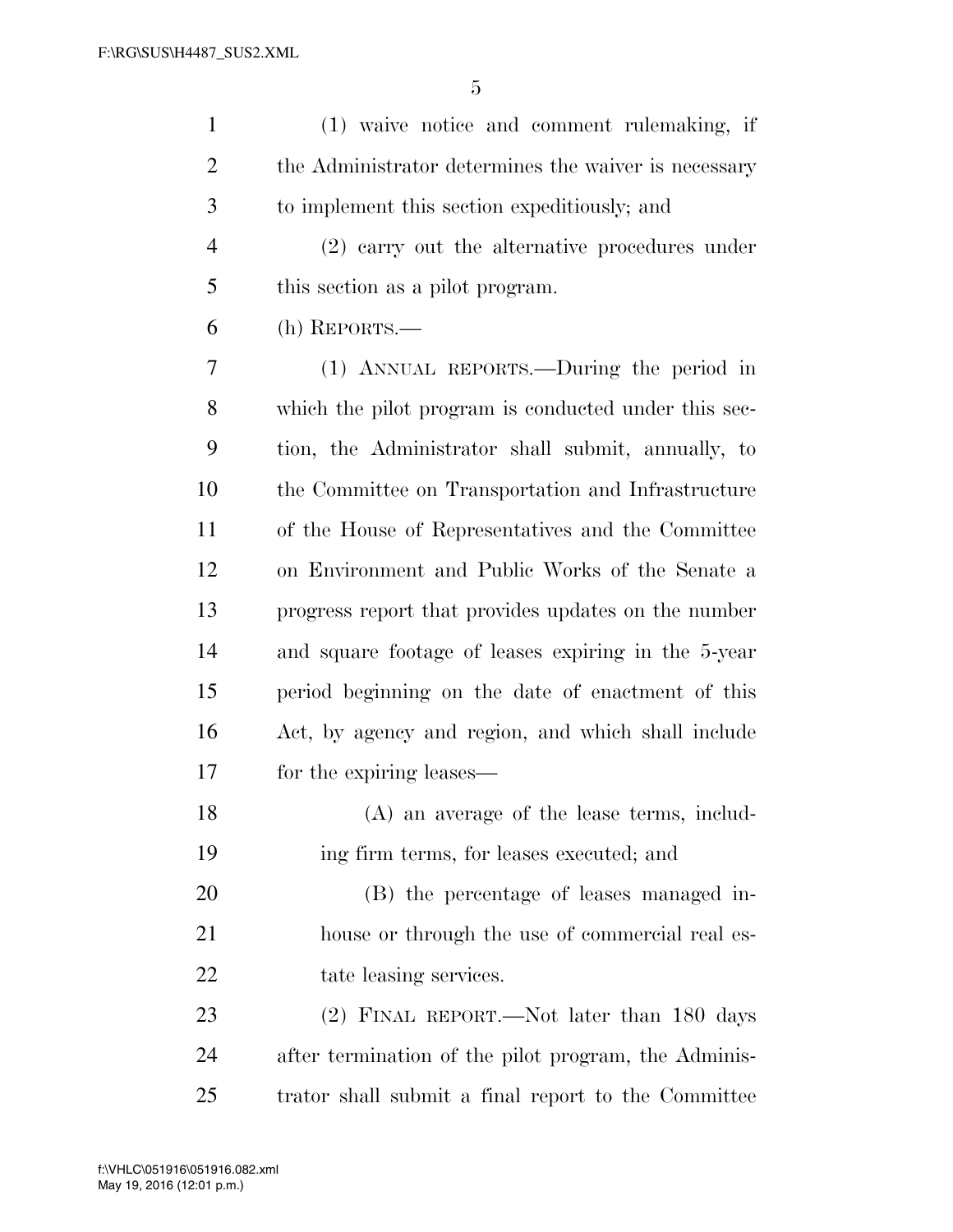(1) waive notice and comment rulemaking, if the Administrator determines the waiver is necessary to implement this section expeditiously; and

(2) carry out the alternative procedures under this section as a pilot program.

(h) REPORTS.—

(1) ANNUAL REPORTS.—During the period in which the pilot program is conducted under this section, the Administrator shall submit, annually, to the Committee on Transportation and Infrastructure of the House of Representatives and the Committee on Environment and Public Works of the Senate a progress report that provides updates on the number and square footage of leases expiring in the 5-year period beginning on the date of enactment of this Act, by agency and region, and which shall include for the expiring leases—

(A) an average of the lease terms, including firm terms, for leases executed; and

(B) the percentage of leases managed in-house or through the use of commercial real estate leasing services.

(2) FINAL REPORT.—Not later than 180 days after termination of the pilot program, the Administrator shall submit a final report to the Committee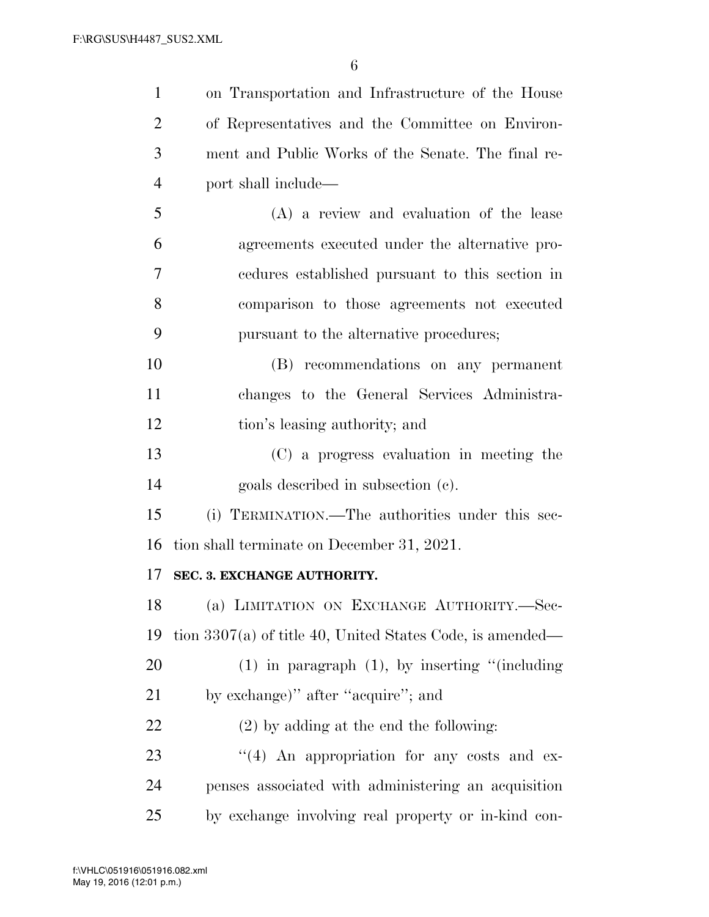on Transportation and Infrastructure of the House of Representatives and the Committee on Environment and Public Works of the Senate. The final report shall include—

(A) a review and evaluation of the lease agreements executed under the alternative procedures established pursuant to this section in comparison to those agreements not executed pursuant to the alternative procedures;

(B) recommendations on any permanent changes to the General Services Administration's leasing authority; and

(C) a progress evaluation in meeting the goals described in subsection (c).

(i) TERMINATION.—The authorities under this section shall terminate on December 31, 2021.

**SEC. 3. EXCHANGE AUTHORITY.**

(a) LIMITATION ON EXCHANGE AUTHORITY.—Section 3307(a) of title 40, United States Code, is amended—

(1) in paragraph (1), by inserting "(including by exchange)" after "acquire"; and

(2) by adding at the end the following:

"(4) An appropriation for any costs and expenses associated with administering an acquisition by exchange involving real property or in-kind con-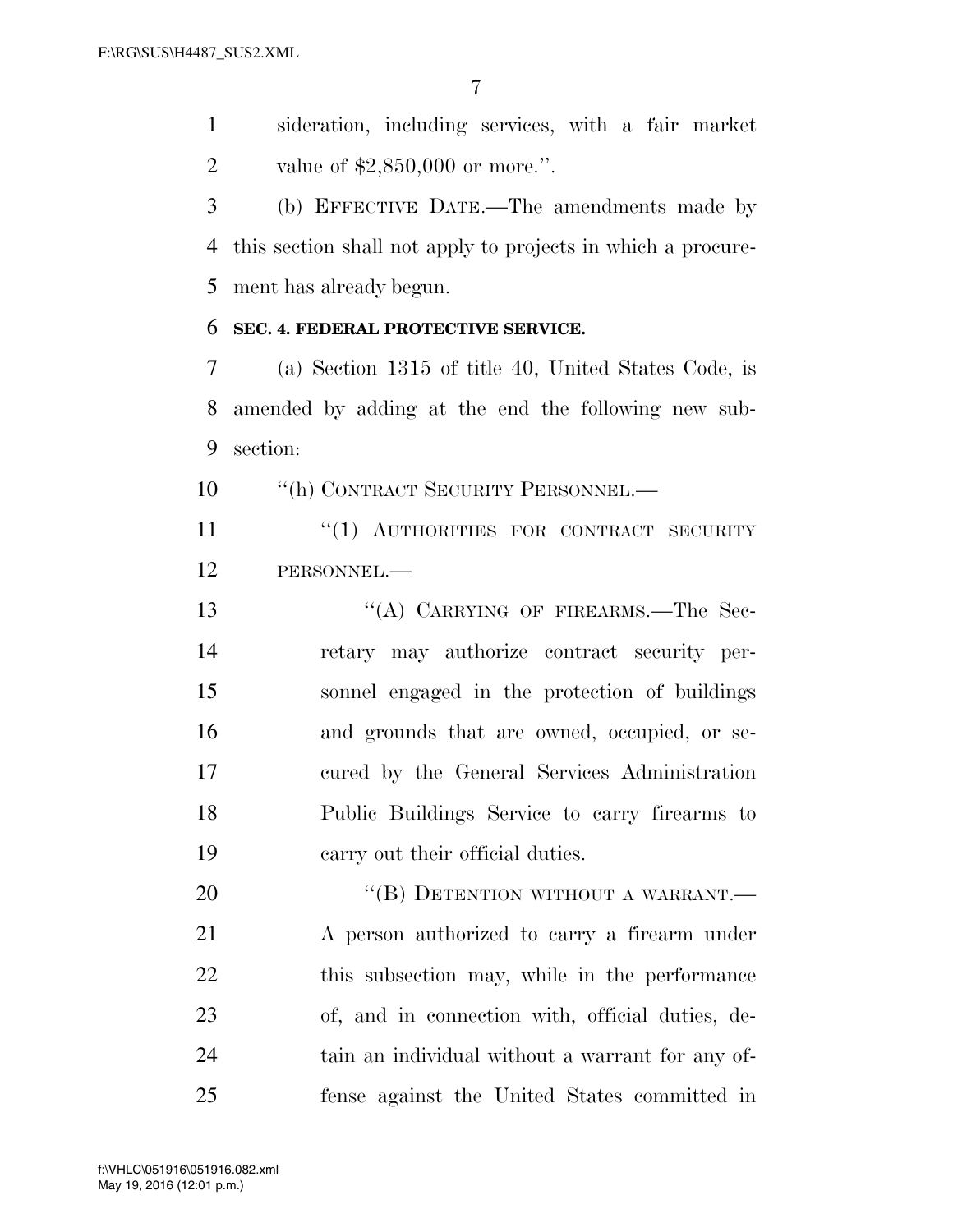sideration, including services, with a fair market value of $2,850,000 or more.''.

(b) EFFECTIVE DATE.—The amendments made by this section shall not apply to projects in which a procurement has already begun.

**SEC. 4. FEDERAL PROTECTIVE SERVICE.**

(a) Section 1315 of title 40, United States Code, is amended by adding at the end the following new subsection:

''(h) CONTRACT SECURITY PERSONNEL.—

''(1) AUTHORITIES FOR CONTRACT SECURITY PERSONNEL.—

''(A) CARRYING OF FIREARMS.—The Secretary may authorize contract security personnel engaged in the protection of buildings and grounds that are owned, occupied, or secured by the General Services Administration Public Buildings Service to carry firearms to carry out their official duties.

''(B) DETENTION WITHOUT A WARRANT.—A person authorized to carry a firearm under this subsection may, while in the performance of, and in connection with, official duties, detain an individual without a warrant for any offense against the United States committed in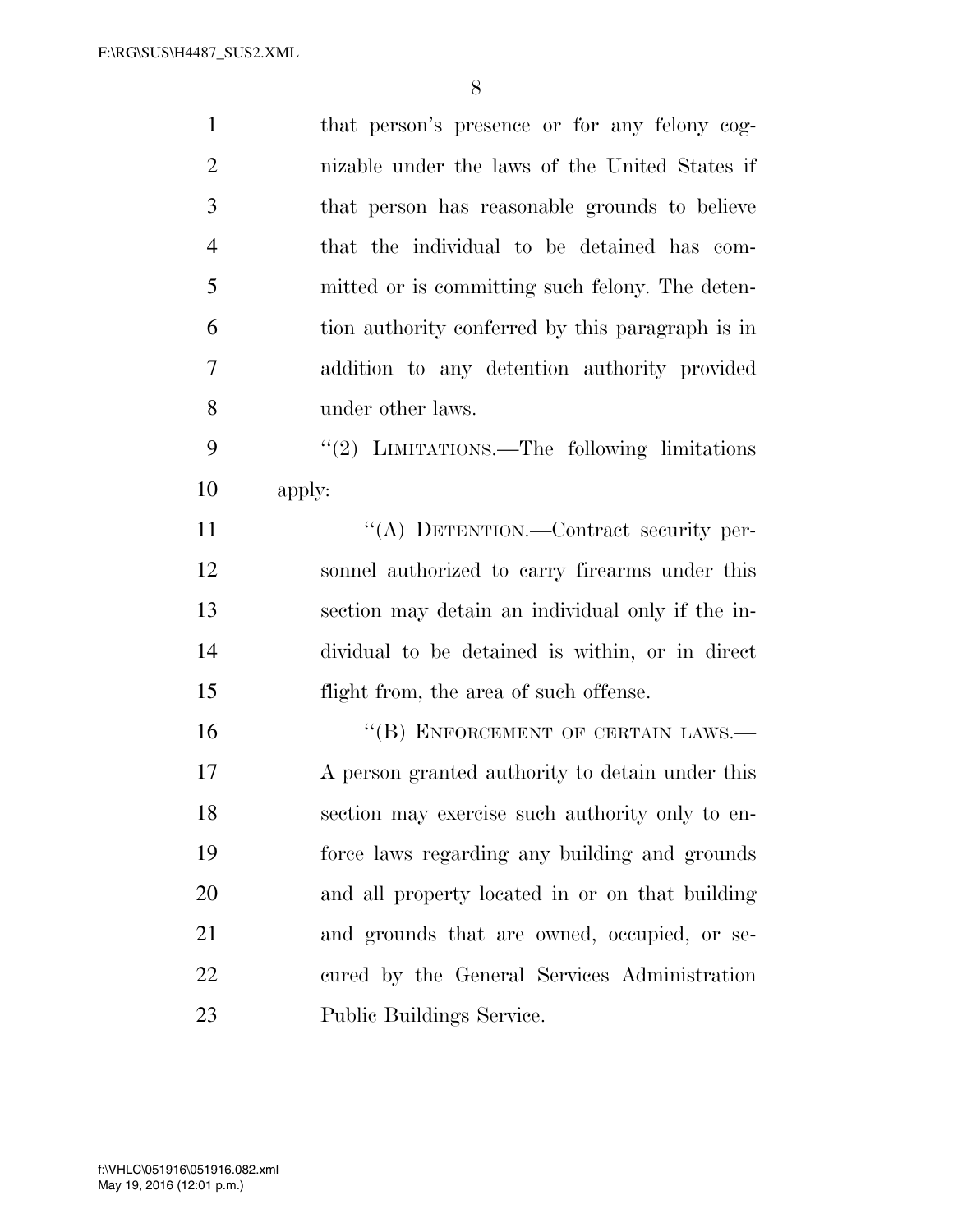that person's presence or for any felony cognizable under the laws of the United States if that person has reasonable grounds to believe that the individual to be detained has committed or is committing such felony. The detention authority conferred by this paragraph is in addition to any detention authority provided under other laws.

"(2) LIMITATIONS.—The following limitations apply:

"(A) DETENTION.—Contract security personnel authorized to carry firearms under this section may detain an individual only if the individual to be detained is within, or in direct flight from, the area of such offense.

"(B) ENFORCEMENT OF CERTAIN LAWS.—A person granted authority to detain under this section may exercise such authority only to enforce laws regarding any building and grounds and all property located in or on that building and grounds that are owned, occupied, or secured by the General Services Administration Public Buildings Service.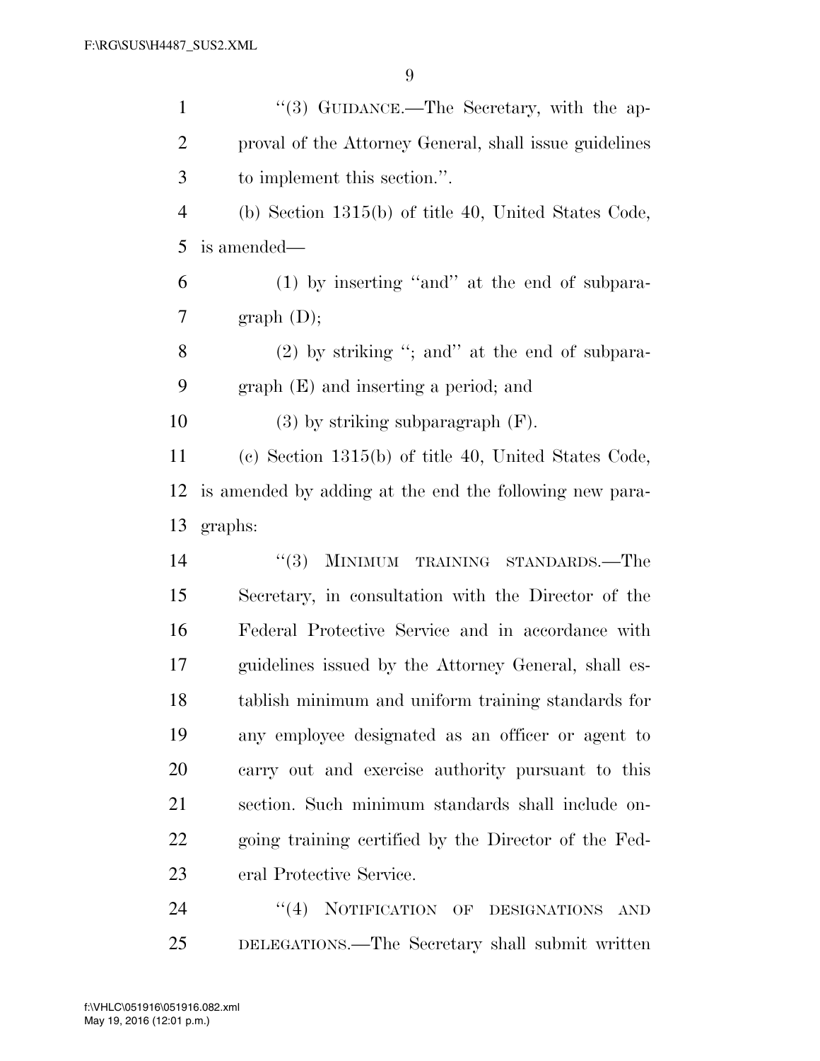''(3) GUIDANCE.—The Secretary, with the approval of the Attorney General, shall issue guidelines to implement this section.''.

(b) Section 1315(b) of title 40, United States Code, is amended—

(1) by inserting ''and'' at the end of subparagraph (D);

(2) by striking ''; and'' at the end of subparagraph (E) and inserting a period; and

(3) by striking subparagraph (F).

(c) Section 1315(b) of title 40, United States Code, is amended by adding at the end the following new paragraphs:

''(3) MINIMUM TRAINING STANDARDS.—The Secretary, in consultation with the Director of the Federal Protective Service and in accordance with guidelines issued by the Attorney General, shall establish minimum and uniform training standards for any employee designated as an officer or agent to carry out and exercise authority pursuant to this section. Such minimum standards shall include ongoing training certified by the Director of the Federal Protective Service.

''(4) NOTIFICATION OF DESIGNATIONS AND DELEGATIONS.—The Secretary shall submit written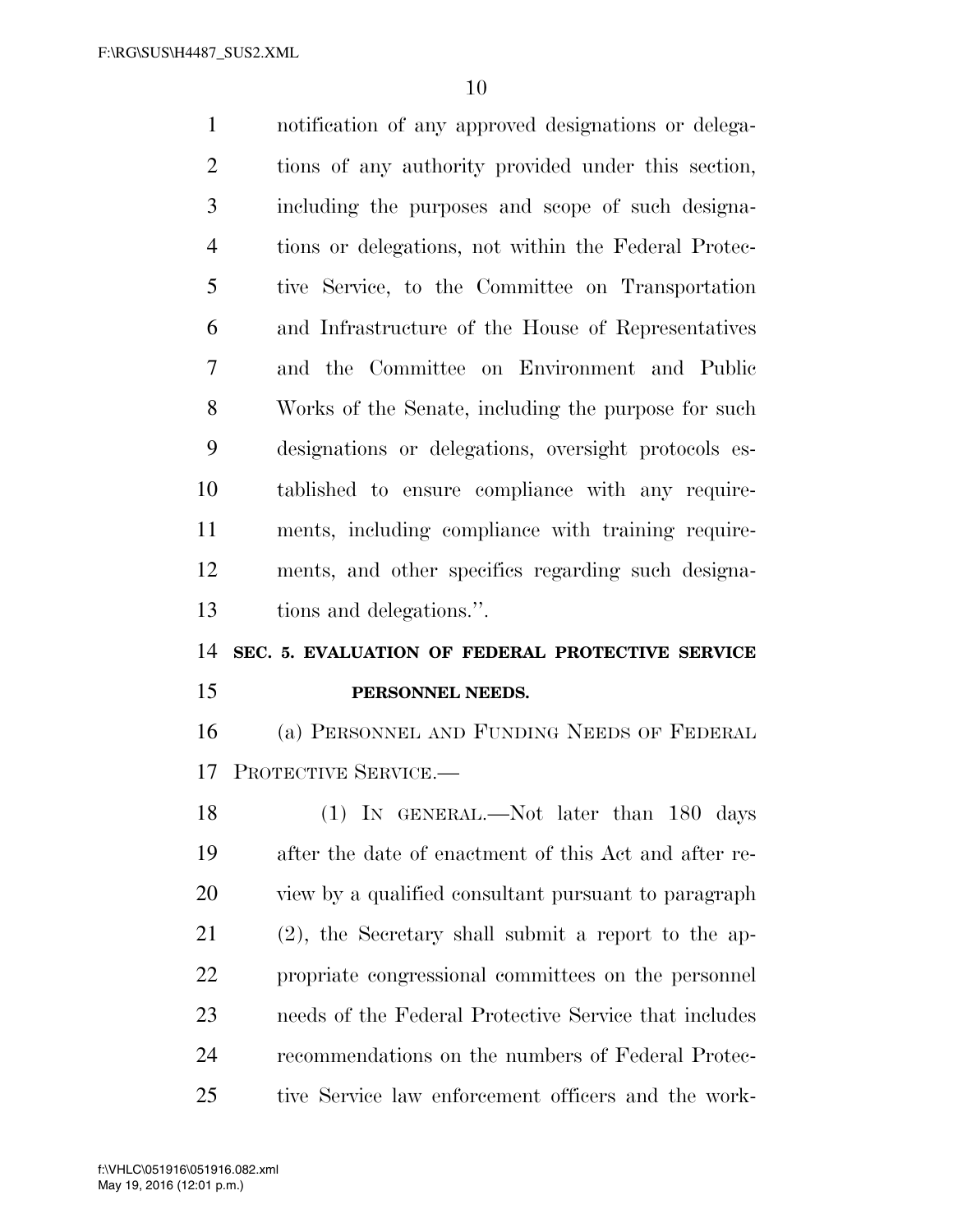notification of any approved designations or delegations of any authority provided under this section, including the purposes and scope of such designations or delegations, not within the Federal Protective Service, to the Committee on Transportation and Infrastructure of the House of Representatives and the Committee on Environment and Public Works of the Senate, including the purpose for such designations or delegations, oversight protocols established to ensure compliance with any requirements, including compliance with training requirements, and other specifics regarding such designations and delegations.''.

**SEC. 5. EVALUATION OF FEDERAL PROTECTIVE SERVICE PERSONNEL NEEDS.**

(a) PERSONNEL AND FUNDING NEEDS OF FEDERAL PROTECTIVE SERVICE.—

(1) IN GENERAL.—Not later than 180 days after the date of enactment of this Act and after review by a qualified consultant pursuant to paragraph (2), the Secretary shall submit a report to the appropriate congressional committees on the personnel needs of the Federal Protective Service that includes recommendations on the numbers of Federal Protective Service law enforcement officers and the work-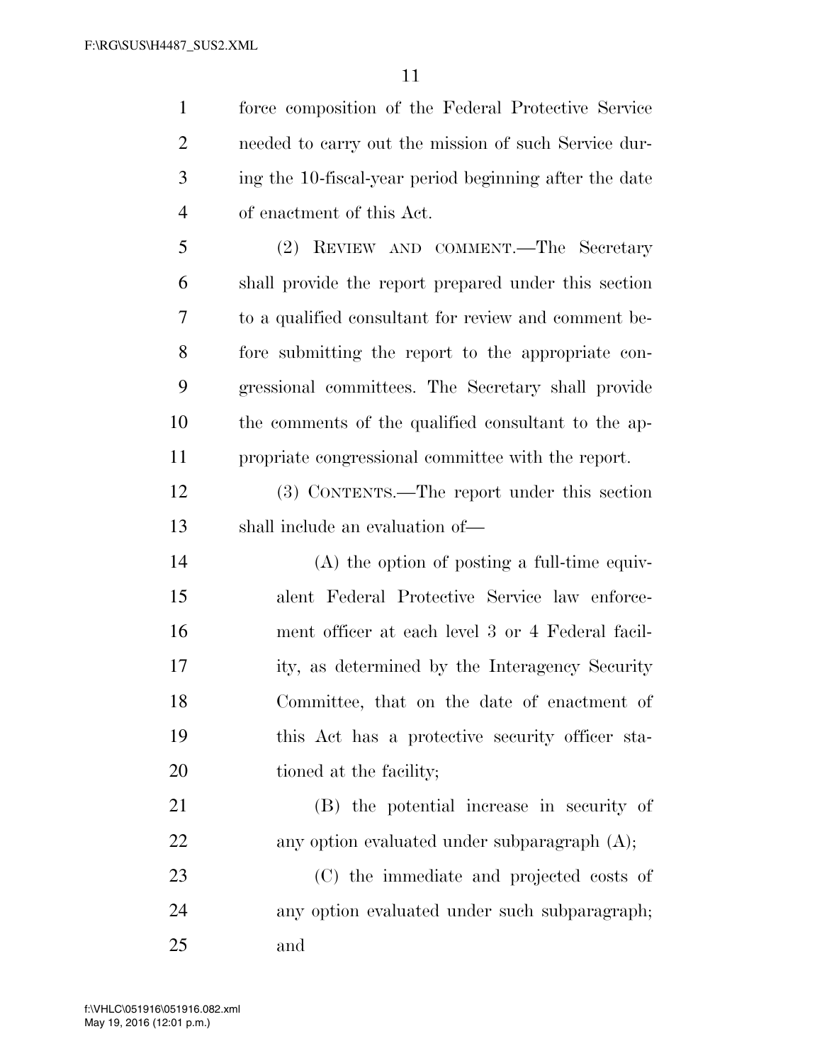force composition of the Federal Protective Service needed to carry out the mission of such Service during the 10-fiscal-year period beginning after the date of enactment of this Act.

(2) REVIEW AND COMMENT.—The Secretary shall provide the report prepared under this section to a qualified consultant for review and comment before submitting the report to the appropriate congressional committees. The Secretary shall provide the comments of the qualified consultant to the appropriate congressional committee with the report.

(3) CONTENTS.—The report under this section shall include an evaluation of—

(A) the option of posting a full-time equivalent Federal Protective Service law enforcement officer at each level 3 or 4 Federal facility, as determined by the Interagency Security Committee, that on the date of enactment of this Act has a protective security officer stationed at the facility;

(B) the potential increase in security of any option evaluated under subparagraph (A);

(C) the immediate and projected costs of any option evaluated under such subparagraph; and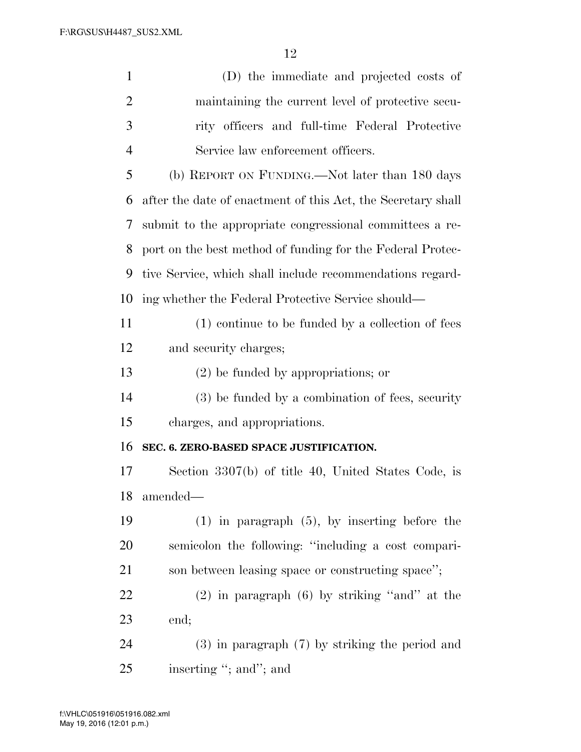(D) the immediate and projected costs of maintaining the current level of protective security officers and full-time Federal Protective Service law enforcement officers.

(b) REPORT ON FUNDING.—Not later than 180 days after the date of enactment of this Act, the Secretary shall submit to the appropriate congressional committees a report on the best method of funding for the Federal Protective Service, which shall include recommendations regarding whether the Federal Protective Service should—

(1) continue to be funded by a collection of fees and security charges;

(2) be funded by appropriations; or

(3) be funded by a combination of fees, security charges, and appropriations.

**SEC. 6. ZERO-BASED SPACE JUSTIFICATION.**

Section 3307(b) of title 40, United States Code, is amended—

(1) in paragraph (5), by inserting before the semicolon the following: "including a cost comparison between leasing space or constructing space";

(2) in paragraph (6) by striking "and" at the end;

(3) in paragraph (7) by striking the period and inserting "; and"; and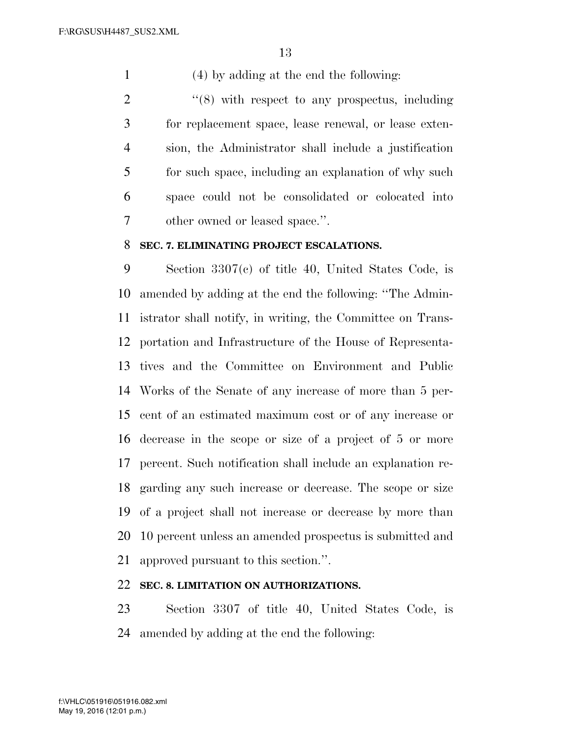(4) by adding at the end the following:

"(8) with respect to any prospectus, including for replacement space, lease renewal, or lease extension, the Administrator shall include a justification for such space, including an explanation of why such space could not be consolidated or colocated into other owned or leased space.".

**SEC. 7. ELIMINATING PROJECT ESCALATIONS.**

Section 3307(c) of title 40, United States Code, is amended by adding at the end the following: "The Administrator shall notify, in writing, the Committee on Transportation and Infrastructure of the House of Representatives and the Committee on Environment and Public Works of the Senate of any increase of more than 5 percent of an estimated maximum cost or of any increase or decrease in the scope or size of a project of 5 or more percent. Such notification shall include an explanation regarding any such increase or decrease. The scope or size of a project shall not increase or decrease by more than 10 percent unless an amended prospectus is submitted and approved pursuant to this section.".

**SEC. 8. LIMITATION ON AUTHORIZATIONS.**

Section 3307 of title 40, United States Code, is amended by adding at the end the following: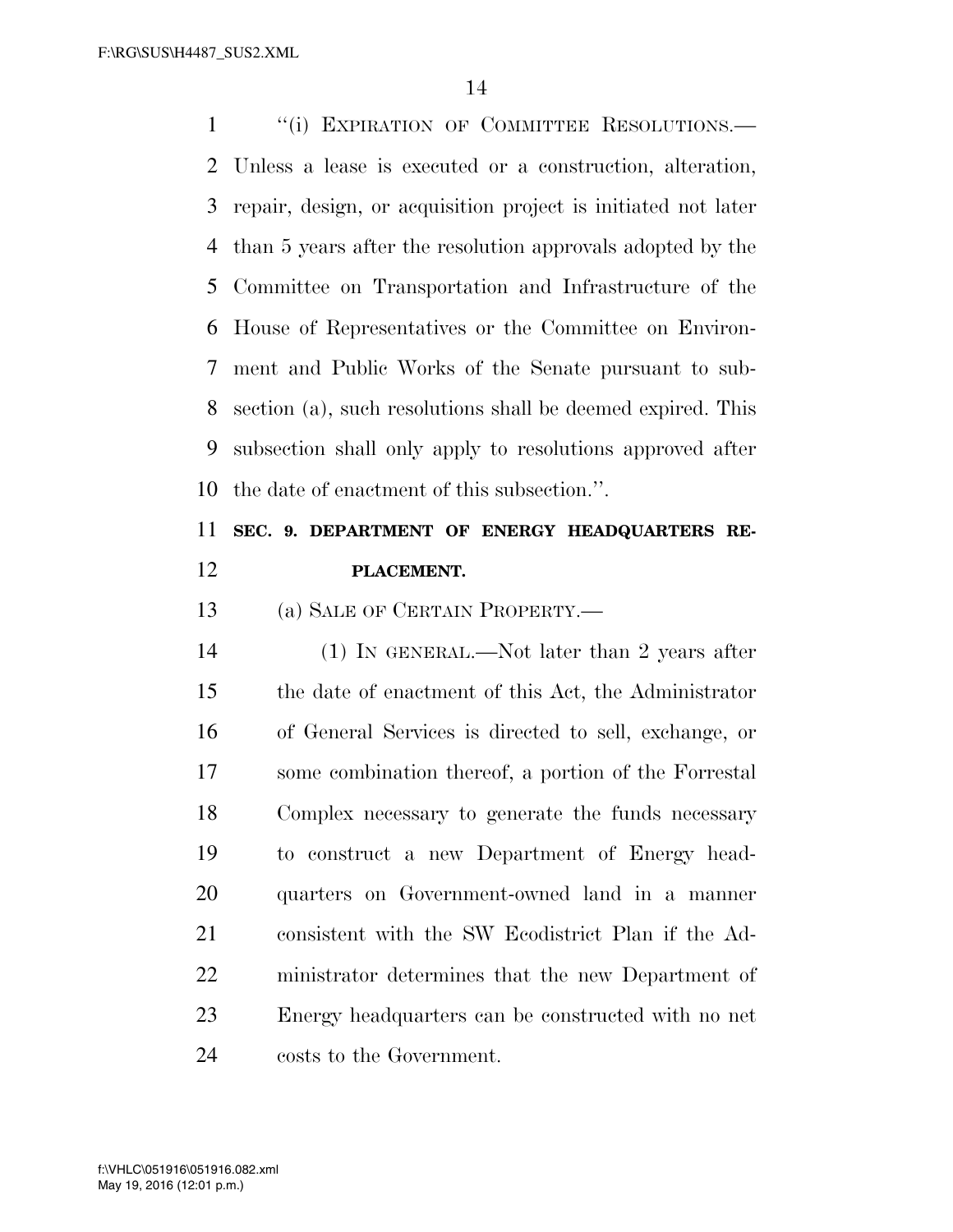"(i) EXPIRATION OF COMMITTEE RESOLUTIONS.—Unless a lease is executed or a construction, alteration, repair, design, or acquisition project is initiated not later than 5 years after the resolution approvals adopted by the Committee on Transportation and Infrastructure of the House of Representatives or the Committee on Environment and Public Works of the Senate pursuant to subsection (a), such resolutions shall be deemed expired. This subsection shall only apply to resolutions approved after the date of enactment of this subsection.".

**SEC. 9. DEPARTMENT OF ENERGY HEADQUARTERS REPLACEMENT.**

(a) SALE OF CERTAIN PROPERTY.—

(1) IN GENERAL.—Not later than 2 years after the date of enactment of this Act, the Administrator of General Services is directed to sell, exchange, or some combination thereof, a portion of the Forrestal Complex necessary to generate the funds necessary to construct a new Department of Energy headquarters on Government-owned land in a manner consistent with the SW Ecodistrict Plan if the Administrator determines that the new Department of Energy headquarters can be constructed with no net costs to the Government.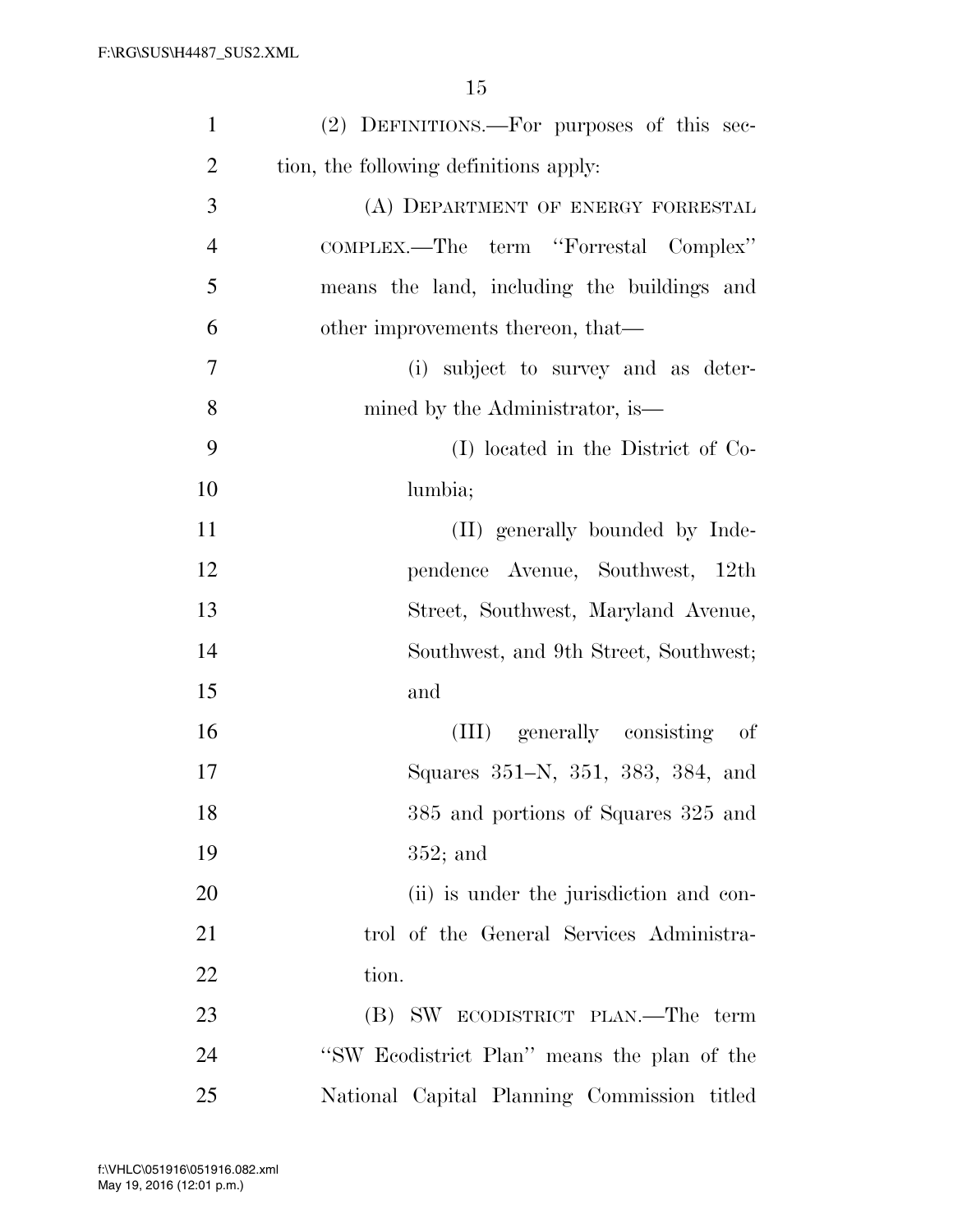(2) DEFINITIONS.—For purposes of this section, the following definitions apply:

(A) DEPARTMENT OF ENERGY FORRESTAL COMPLEX.—The term ''Forrestal Complex'' means the land, including the buildings and other improvements thereon, that—

(i) subject to survey and as determined by the Administrator, is—

(I) located in the District of Columbia;

(II) generally bounded by Independence Avenue, Southwest, 12th Street, Southwest, Maryland Avenue, Southwest, and 9th Street, Southwest; and

(III) generally consisting of Squares 351–N, 351, 383, 384, and 385 and portions of Squares 325 and 352; and

(ii) is under the jurisdiction and control of the General Services Administration.

(B) SW ECODISTRICT PLAN.—The term ''SW Ecodistrict Plan'' means the plan of the National Capital Planning Commission titled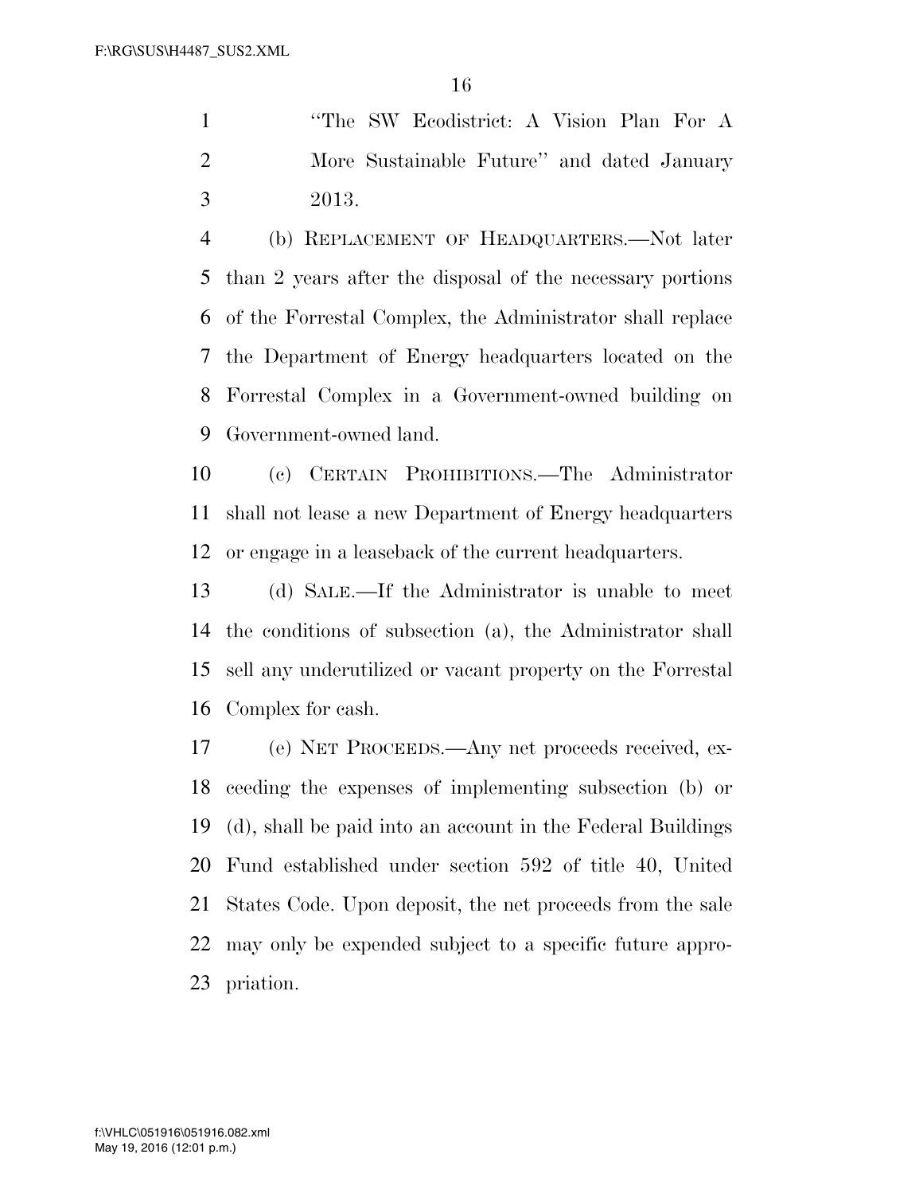"The SW Ecodistrict: A Vision Plan For A More Sustainable Future" and dated January 2013.

(b) REPLACEMENT OF HEADQUARTERS.—Not later than 2 years after the disposal of the necessary portions of the Forrestal Complex, the Administrator shall replace the Department of Energy headquarters located on the Forrestal Complex in a Government-owned building on Government-owned land.

(c) CERTAIN PROHIBITIONS.—The Administrator shall not lease a new Department of Energy headquarters or engage in a leaseback of the current headquarters.

(d) SALE.—If the Administrator is unable to meet the conditions of subsection (a), the Administrator shall sell any underutilized or vacant property on the Forrestal Complex for cash.

(e) NET PROCEEDS.—Any net proceeds received, exceeding the expenses of implementing subsection (b) or (d), shall be paid into an account in the Federal Buildings Fund established under section 592 of title 40, United States Code. Upon deposit, the net proceeds from the sale may only be expended subject to a specific future appropriation.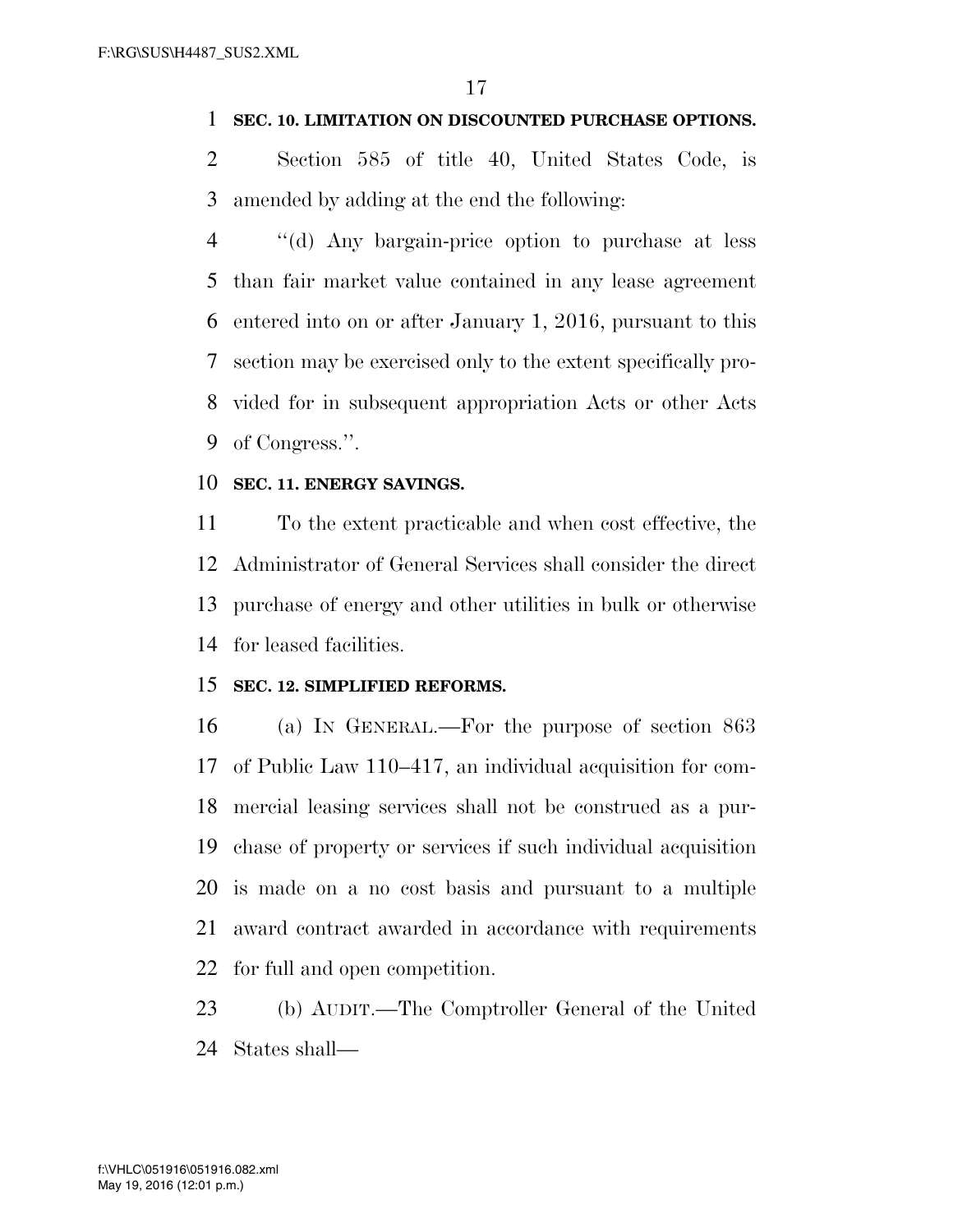**SEC. 10. LIMITATION ON DISCOUNTED PURCHASE OPTIONS.**

Section 585 of title 40, United States Code, is amended by adding at the end the following:

"(d) Any bargain-price option to purchase at less than fair market value contained in any lease agreement entered into on or after January 1, 2016, pursuant to this section may be exercised only to the extent specifically provided for in subsequent appropriation Acts or other Acts of Congress.".

**SEC. 11. ENERGY SAVINGS.**

To the extent practicable and when cost effective, the Administrator of General Services shall consider the direct purchase of energy and other utilities in bulk or otherwise for leased facilities.

**SEC. 12. SIMPLIFIED REFORMS.**

(a) IN GENERAL.—For the purpose of section 863 of Public Law 110–417, an individual acquisition for commercial leasing services shall not be construed as a purchase of property or services if such individual acquisition is made on a no cost basis and pursuant to a multiple award contract awarded in accordance with requirements for full and open competition.

(b) AUDIT.—The Comptroller General of the United States shall—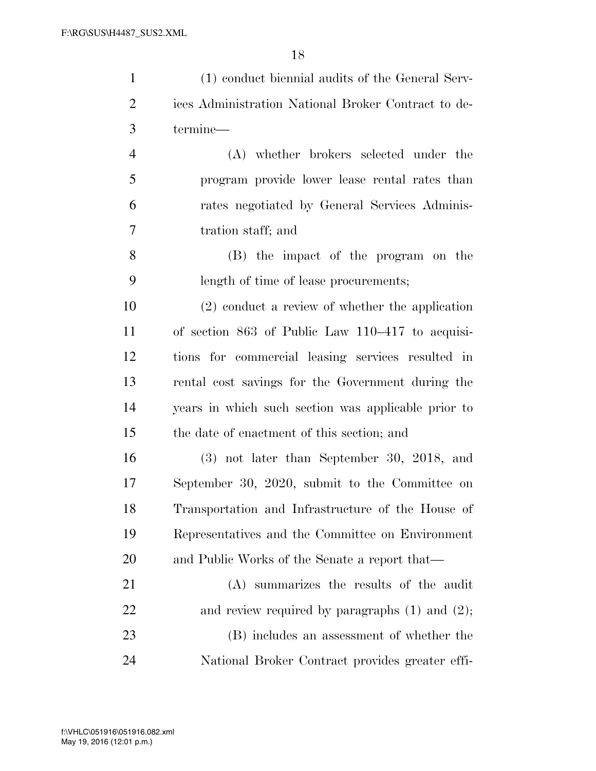(1) conduct biennial audits of the General Services Administration National Broker Contract to determine—

(A) whether brokers selected under the program provide lower lease rental rates than rates negotiated by General Services Administration staff; and

(B) the impact of the program on the length of time of lease procurements;

(2) conduct a review of whether the application of section 863 of Public Law 110–417 to acquisitions for commercial leasing services resulted in rental cost savings for the Government during the years in which such section was applicable prior to the date of enactment of this section; and

(3) not later than September 30, 2018, and September 30, 2020, submit to the Committee on Transportation and Infrastructure of the House of Representatives and the Committee on Environment and Public Works of the Senate a report that—

(A) summarizes the results of the audit and review required by paragraphs (1) and (2);

(B) includes an assessment of whether the National Broker Contract provides greater effi-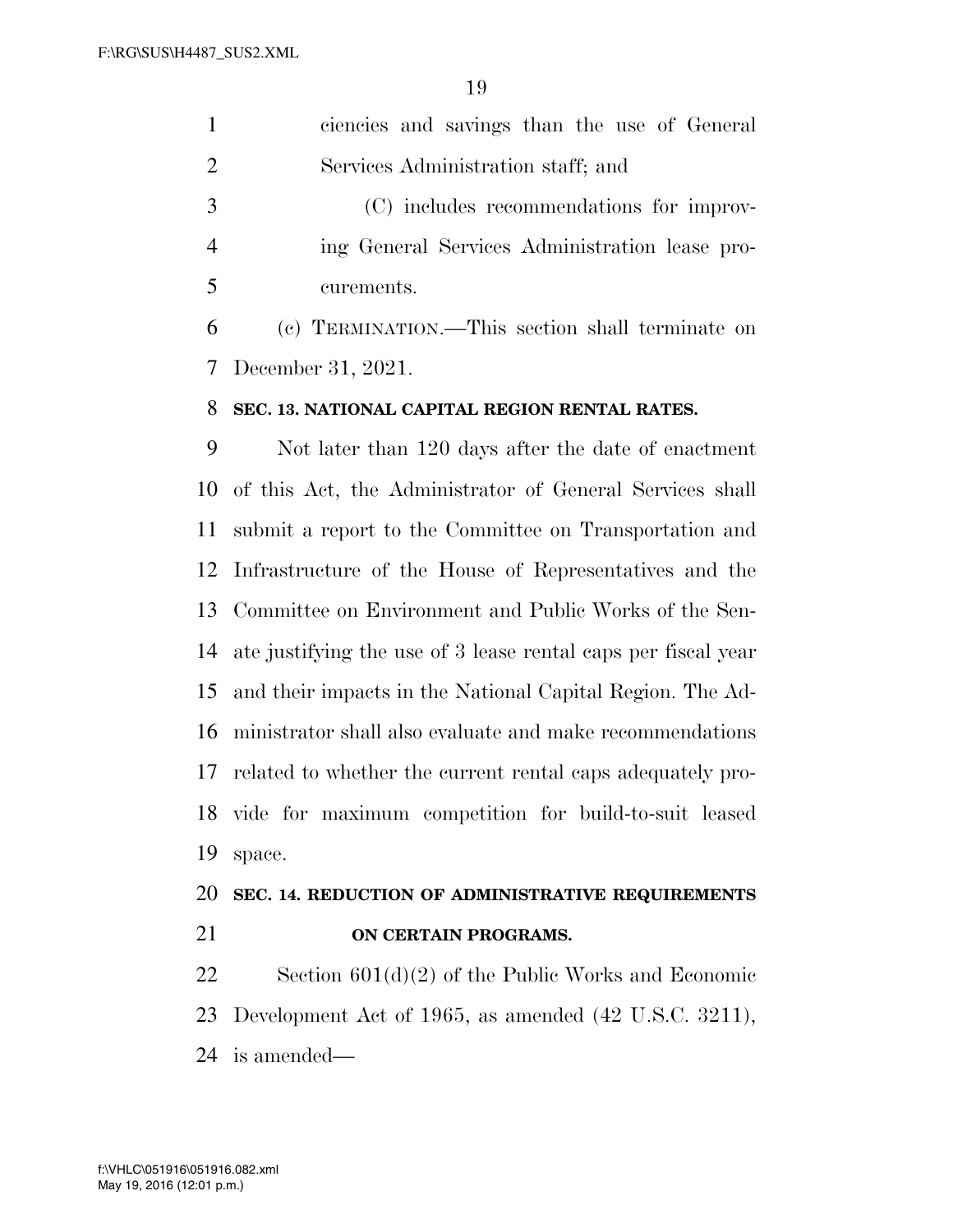ciencies and savings than the use of General Services Administration staff; and

(C) includes recommendations for improving General Services Administration lease procurements.

(c) TERMINATION.—This section shall terminate on December 31, 2021.

**SEC. 13. NATIONAL CAPITAL REGION RENTAL RATES.**

Not later than 120 days after the date of enactment of this Act, the Administrator of General Services shall submit a report to the Committee on Transportation and Infrastructure of the House of Representatives and the Committee on Environment and Public Works of the Senate justifying the use of 3 lease rental caps per fiscal year and their impacts in the National Capital Region. The Administrator shall also evaluate and make recommendations related to whether the current rental caps adequately provide for maximum competition for build-to-suit leased space.

**SEC. 14. REDUCTION OF ADMINISTRATIVE REQUIREMENTS ON CERTAIN PROGRAMS.**

Section 601(d)(2) of the Public Works and Economic Development Act of 1965, as amended (42 U.S.C. 3211), is amended—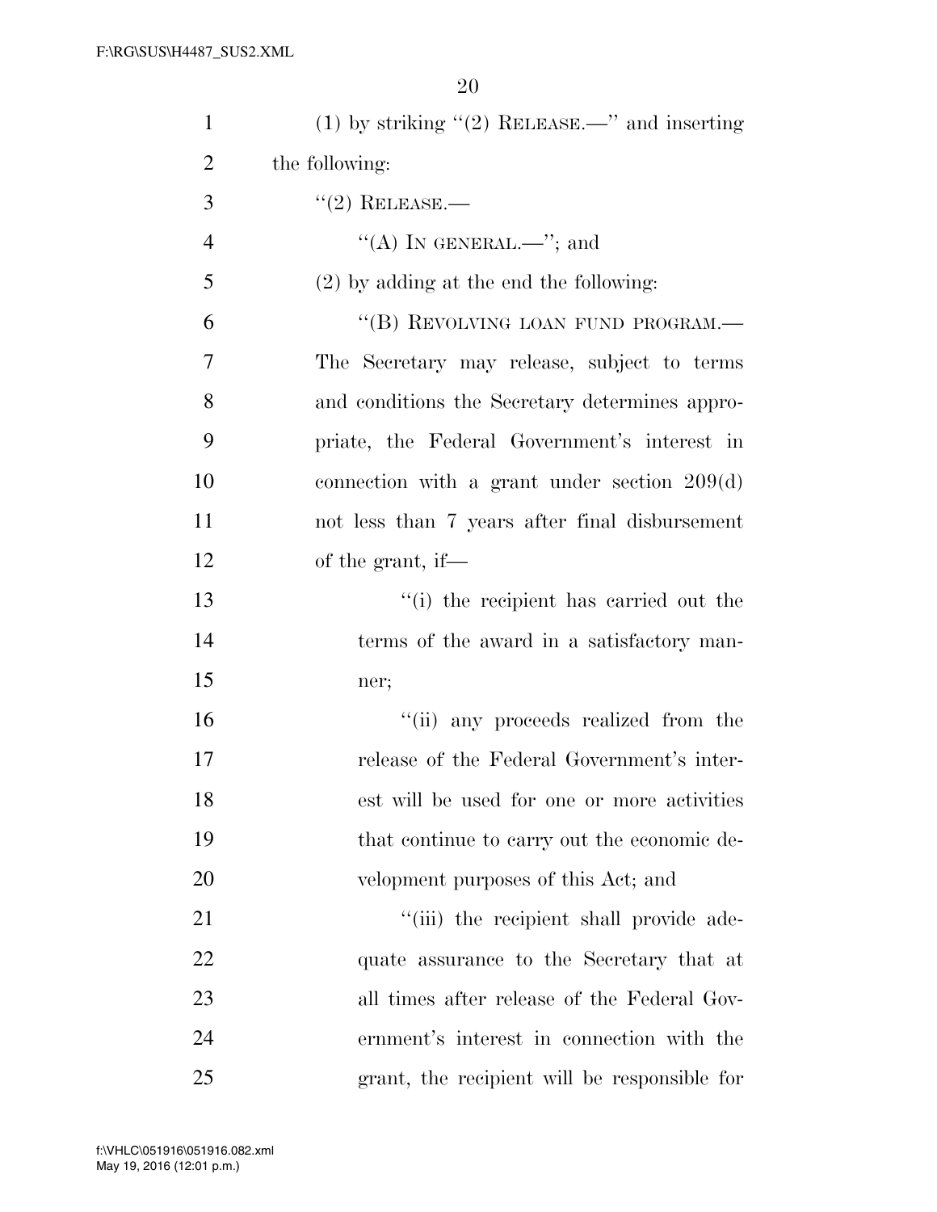(1) by striking "(2) RELEASE.—" and inserting the following:

"(2) RELEASE.—

"(A) IN GENERAL.—"; and

(2) by adding at the end the following:

"(B) REVOLVING LOAN FUND PROGRAM.— The Secretary may release, subject to terms and conditions the Secretary determines appropriate, the Federal Government's interest in connection with a grant under section 209(d) not less than 7 years after final disbursement of the grant, if—

"(i) the recipient has carried out the terms of the award in a satisfactory manner;

"(ii) any proceeds realized from the release of the Federal Government's interest will be used for one or more activities that continue to carry out the economic development purposes of this Act; and

"(iii) the recipient shall provide adequate assurance to the Secretary that at all times after release of the Federal Government's interest in connection with the grant, the recipient will be responsible for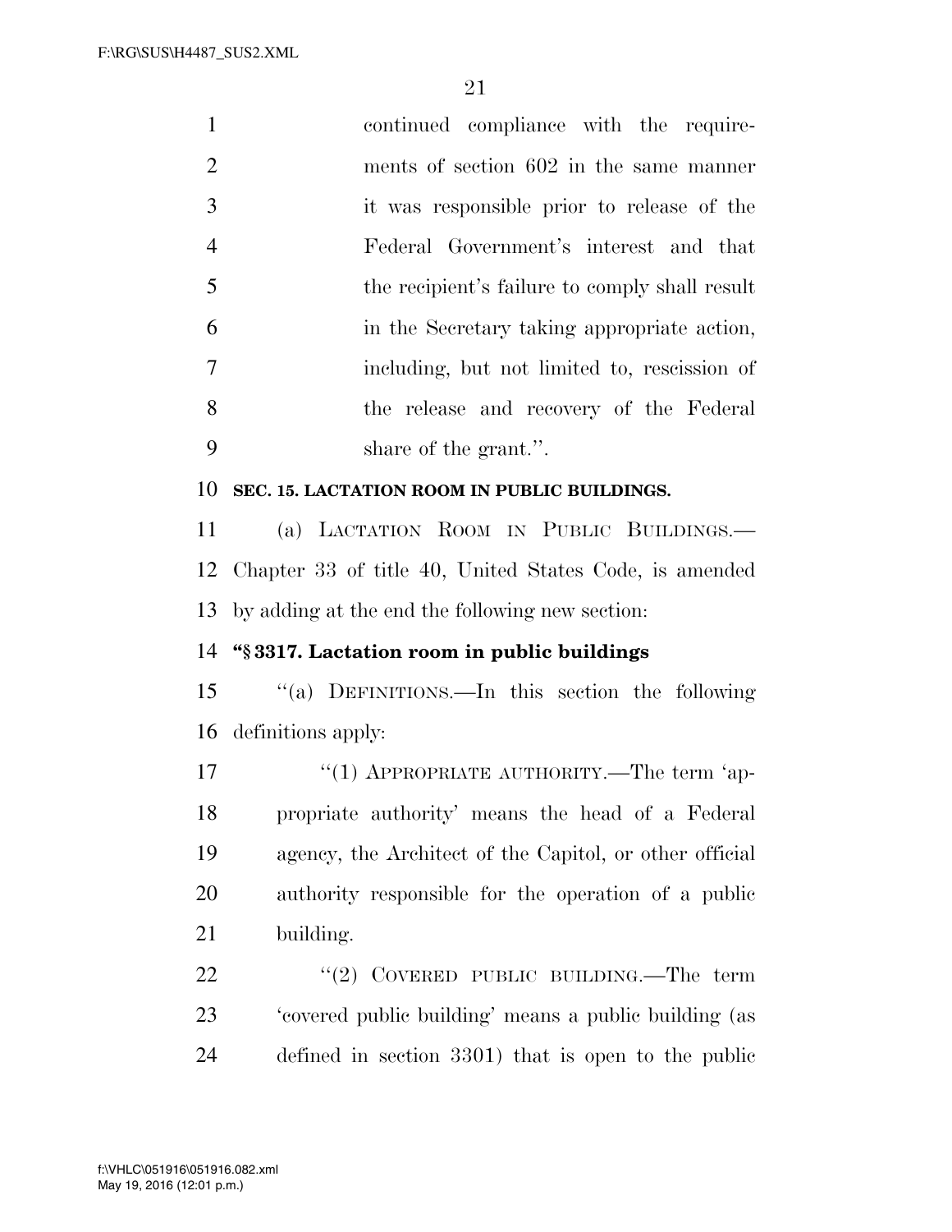continued compliance with the requirements of section 602 in the same manner it was responsible prior to release of the Federal Government's interest and that the recipient's failure to comply shall result in the Secretary taking appropriate action, including, but not limited to, rescission of the release and recovery of the Federal share of the grant.''.

**SEC. 15. LACTATION ROOM IN PUBLIC BUILDINGS.**

(a) LACTATION ROOM IN PUBLIC BUILDINGS.—Chapter 33 of title 40, United States Code, is amended by adding at the end the following new section:

**''§ 3317. Lactation room in public buildings**

''(a) DEFINITIONS.—In this section the following definitions apply:

''(1) APPROPRIATE AUTHORITY.—The term 'appropriate authority' means the head of a Federal agency, the Architect of the Capitol, or other official authority responsible for the operation of a public building.

''(2) COVERED PUBLIC BUILDING.—The term 'covered public building' means a public building (as defined in section 3301) that is open to the public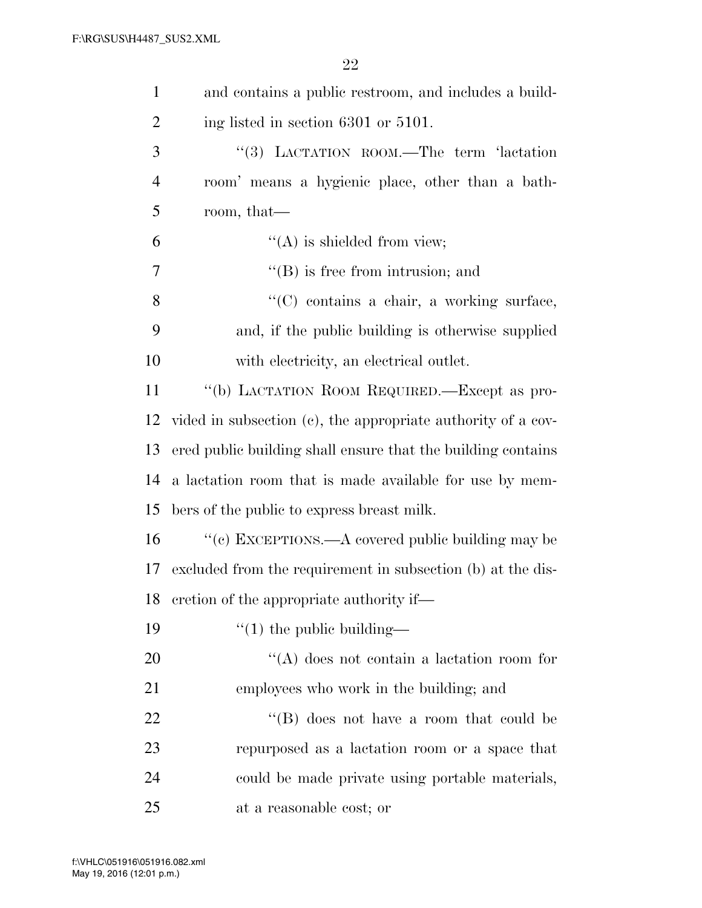and contains a public restroom, and includes a building listed in section 6301 or 5101.

"(3) LACTATION ROOM.—The term 'lactation room' means a hygienic place, other than a bathroom, that—

"(A) is shielded from view;

"(B) is free from intrusion; and

"(C) contains a chair, a working surface, and, if the public building is otherwise supplied with electricity, an electrical outlet.

"(b) LACTATION ROOM REQUIRED.—Except as provided in subsection (c), the appropriate authority of a covered public building shall ensure that the building contains a lactation room that is made available for use by members of the public to express breast milk.

"(c) EXCEPTIONS.—A covered public building may be excluded from the requirement in subsection (b) at the discretion of the appropriate authority if—

"(1) the public building—

"(A) does not contain a lactation room for employees who work in the building; and

"(B) does not have a room that could be repurposed as a lactation room or a space that could be made private using portable materials, at a reasonable cost; or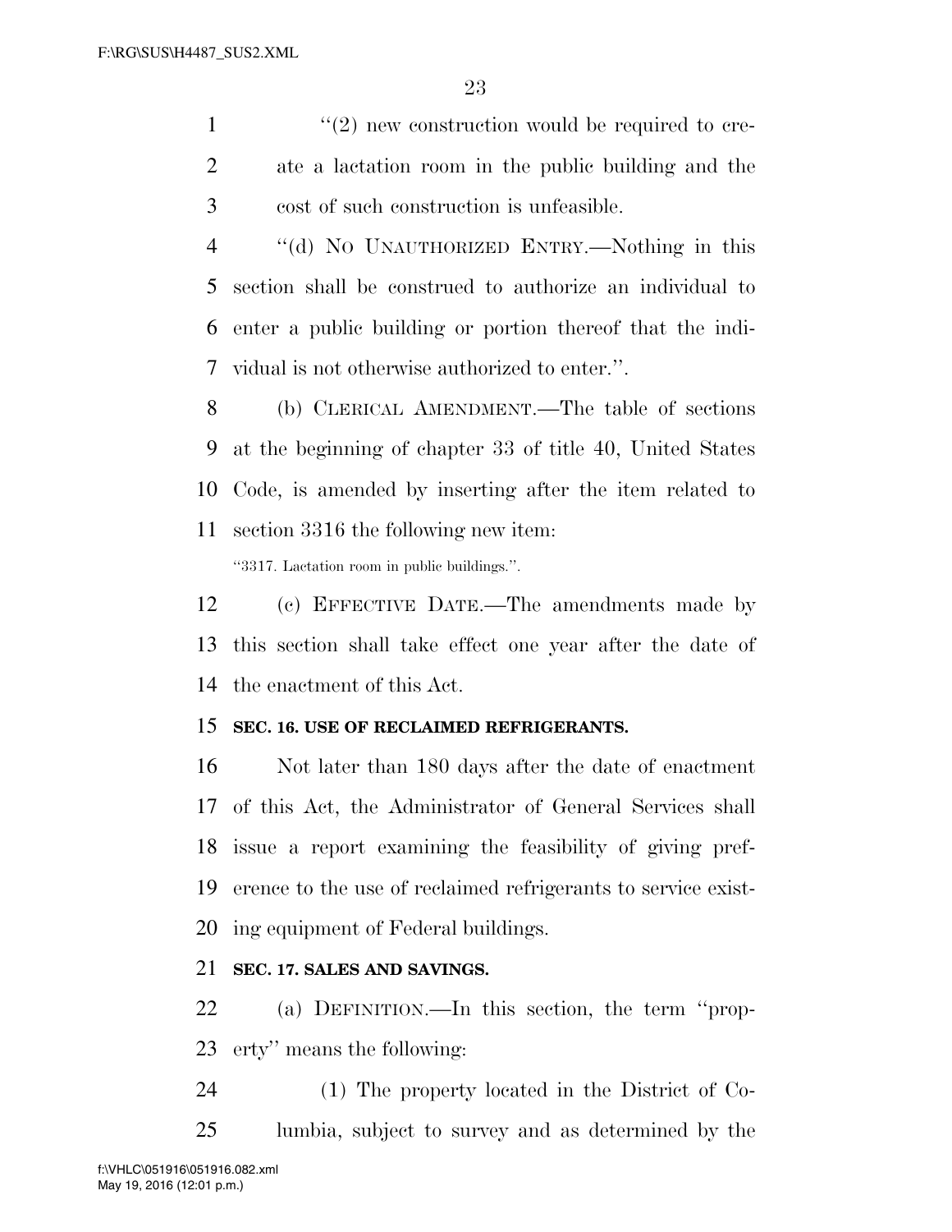''(2) new construction would be required to create a lactation room in the public building and the cost of such construction is unfeasible.

''(d) NO UNAUTHORIZED ENTRY.—Nothing in this section shall be construed to authorize an individual to enter a public building or portion thereof that the individual is not otherwise authorized to enter.''.

(b) CLERICAL AMENDMENT.—The table of sections at the beginning of chapter 33 of title 40, United States Code, is amended by inserting after the item related to section 3316 the following new item:

''3317. Lactation room in public buildings.''.

(c) EFFECTIVE DATE.—The amendments made by this section shall take effect one year after the date of the enactment of this Act.

**SEC. 16. USE OF RECLAIMED REFRIGERANTS.**

Not later than 180 days after the date of enactment of this Act, the Administrator of General Services shall issue a report examining the feasibility of giving preference to the use of reclaimed refrigerants to service existing equipment of Federal buildings.

**SEC. 17. SALES AND SAVINGS.**

(a) DEFINITION.—In this section, the term ''property'' means the following:

(1) The property located in the District of Columbia, subject to survey and as determined by the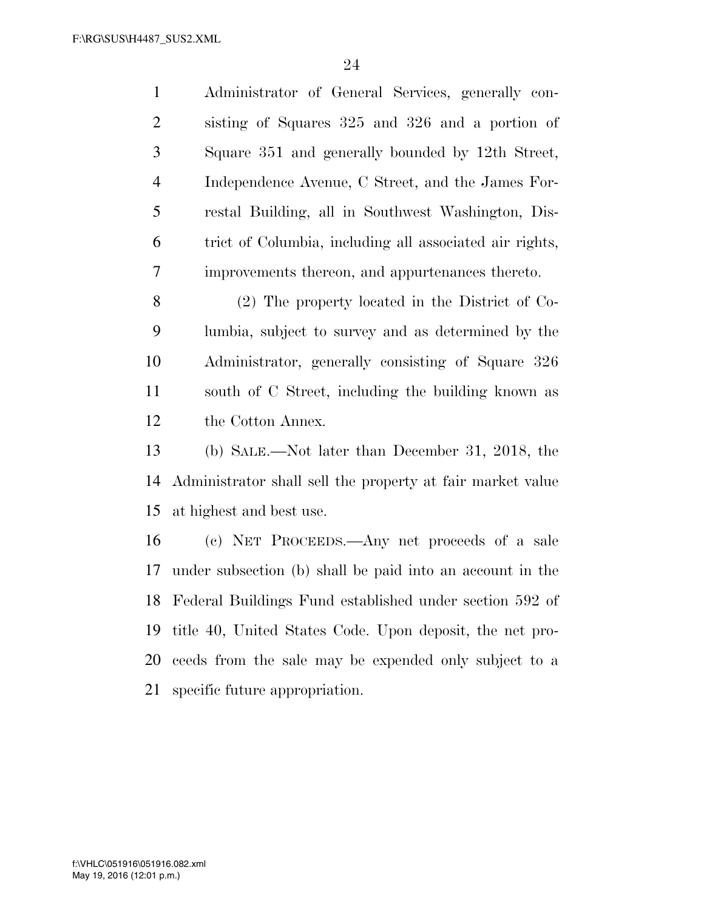Administrator of General Services, generally consisting of Squares 325 and 326 and a portion of Square 351 and generally bounded by 12th Street, Independence Avenue, C Street, and the James Forrestal Building, all in Southwest Washington, District of Columbia, including all associated air rights, improvements thereon, and appurtenances thereto.

(2) The property located in the District of Columbia, subject to survey and as determined by the Administrator, generally consisting of Square 326 south of C Street, including the building known as the Cotton Annex.

(b) SALE.—Not later than December 31, 2018, the Administrator shall sell the property at fair market value at highest and best use.

(c) NET PROCEEDS.—Any net proceeds of a sale under subsection (b) shall be paid into an account in the Federal Buildings Fund established under section 592 of title 40, United States Code. Upon deposit, the net proceeds from the sale may be expended only subject to a specific future appropriation.